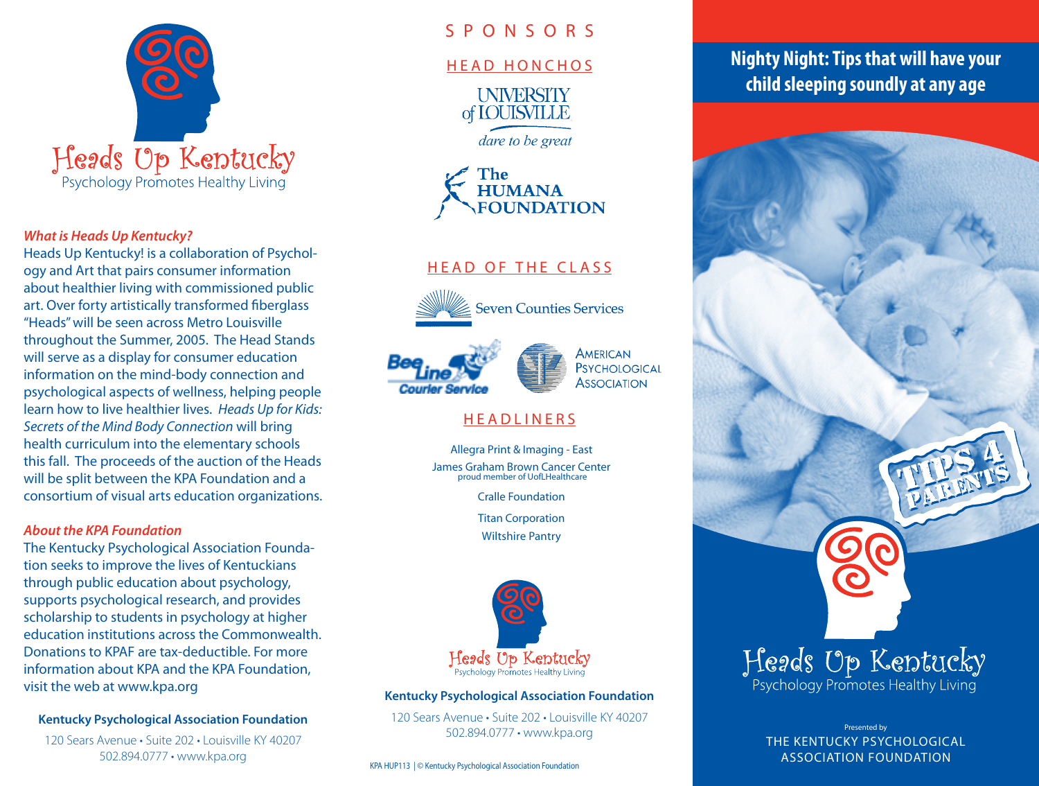# Heads Up Kentucky

Psychology Promotes Healthy Living

### *What is Heads Up Kentucky?*

Heads Up Kentucky! is a collaboration of Psychology and Art that pairs consumer information about healthier living with commissioned public art. Over forty artistically transformed fiberglass "Heads" will be seen across Metro Louisville throughout the Summer, 2005. The Head Stands will serve as a display for consumer education information on the mind-body connection and psychological aspects of wellness, helping people learn how to live healthier lives. *Heads Up for Kids: Secrets of the Mind Body Connection* will bring health curriculum into the elementary schools this fall. The proceeds of the auction of the Heads will be split between the KPA Foundation and a consortium of visual arts education organizations.

### *About the KPA Foundation*

The Kentucky Psychological Association Foundation seeks to improve the lives of Kentuckians through public education about psychology, supports psychological research, and provides scholarship to students in psychology at higher education institutions across the Commonwealth. Donations to KPAF are tax-deductible. For more information about KPA and the KPA Foundation, visit the web at www.kpa.org

**Kentucky Psychological Association Foundation**

120 Sears Avenue • Suite 202 • Louisville KY 40207
502.894.0777 • www.kpa.org

## SPONSORS

### HEAD HONCHOS

University of Louisville — dare to be great

The Humana Foundation

### HEAD OF THE CLASS

Seven Counties Services

Bee Line Courier Service

American Psychological Association

### HEADLINERS

Allegra Print & Imaging - East

James Graham Brown Cancer Center
proud member of UofLHealthcare

Cralle Foundation

Titan Corporation

Wiltshire Pantry

Heads Up Kentucky
Psychology Promotes Healthy Living

**Kentucky Psychological Association Foundation**

120 Sears Avenue • Suite 202 • Louisville KY 40207
502.894.0777 • www.kpa.org

KPA HUP113 | © Kentucky Psychological Association Foundation

# Nighty Night: Tips that will have your child sleeping soundly at any age

TIPS 4 PARENTS

Heads Up Kentucky
Psychology Promotes Healthy Living

Presented by
THE KENTUCKY PSYCHOLOGICAL ASSOCIATION FOUNDATION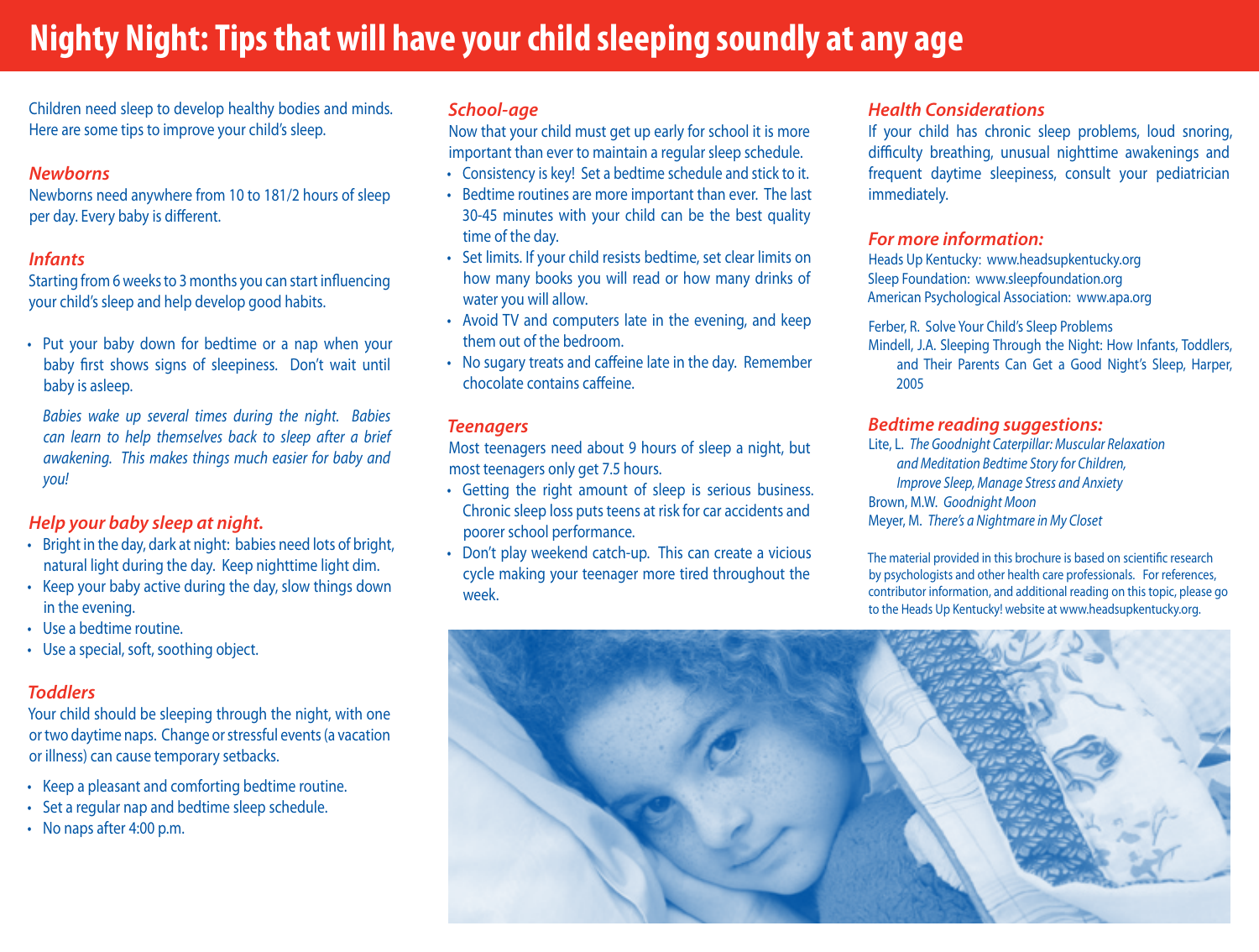# Nighty Night: Tips that will have your child sleeping soundly at any age

Children need sleep to develop healthy bodies and minds. Here are some tips to improve your child's sleep.

### *Newborns*

Newborns need anywhere from 10 to 181/2 hours of sleep per day. Every baby is different.

### *Infants*

Starting from 6 weeks to 3 months you can start influencing your child's sleep and help develop good habits.

- Put your baby down for bedtime or a nap when your baby first shows signs of sleepiness. Don't wait until baby is asleep.

*Babies wake up several times during the night. Babies can learn to help themselves back to sleep after a brief awakening. This makes things much easier for baby and you!*

### *Help your baby sleep at night.*

- Bright in the day, dark at night: babies need lots of bright, natural light during the day. Keep nighttime light dim.
- Keep your baby active during the day, slow things down in the evening.
- Use a bedtime routine.
- Use a special, soft, soothing object.

### *Toddlers*

Your child should be sleeping through the night, with one or two daytime naps. Change or stressful events (a vacation or illness) can cause temporary setbacks.

- Keep a pleasant and comforting bedtime routine.
- Set a regular nap and bedtime sleep schedule.
- No naps after 4:00 p.m.

### *School-age*

Now that your child must get up early for school it is more important than ever to maintain a regular sleep schedule.

- Consistency is key! Set a bedtime schedule and stick to it.
- Bedtime routines are more important than ever. The last 30-45 minutes with your child can be the best quality time of the day.
- Set limits. If your child resists bedtime, set clear limits on how many books you will read or how many drinks of water you will allow.
- Avoid TV and computers late in the evening, and keep them out of the bedroom.
- No sugary treats and caffeine late in the day. Remember chocolate contains caffeine.

### *Teenagers*

Most teenagers need about 9 hours of sleep a night, but most teenagers only get 7.5 hours.

- Getting the right amount of sleep is serious business. Chronic sleep loss puts teens at risk for car accidents and poorer school performance.
- Don't play weekend catch-up. This can create a vicious cycle making your teenager more tired throughout the week.

### *Health Considerations*

If your child has chronic sleep problems, loud snoring, difficulty breathing, unusual nighttime awakenings and frequent daytime sleepiness, consult your pediatrician immediately.

### *For more information:*

Heads Up Kentucky: www.headsupkentucky.org
Sleep Foundation: www.sleepfoundation.org
American Psychological Association: www.apa.org

Ferber, R. Solve Your Child's Sleep Problems
Mindell, J.A. Sleeping Through the Night: How Infants, Toddlers, and Their Parents Can Get a Good Night's Sleep, Harper, 2005

### *Bedtime reading suggestions:*

Lite, L. *The Goodnight Caterpillar: Muscular Relaxation and Meditation Bedtime Story for Children, Improve Sleep, Manage Stress and Anxiety*
Brown, M.W. *Goodnight Moon*
Meyer, M. *There's a Nightmare in My Closet*

The material provided in this brochure is based on scientific research by psychologists and other health care professionals. For references, contributor information, and additional reading on this topic, please go to the Heads Up Kentucky! website at www.headsupkentucky.org.